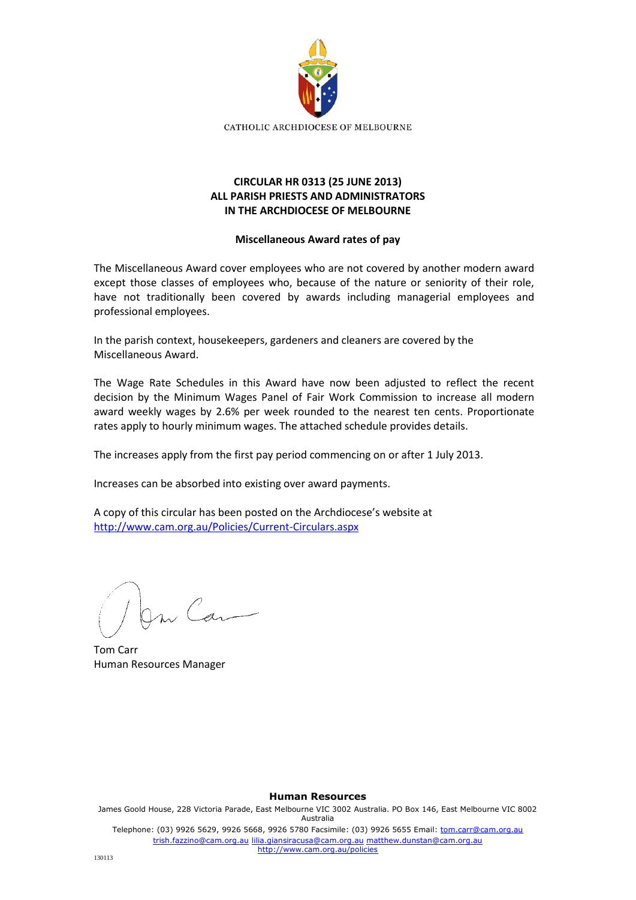CATHOLIC ARCHDIOCESE OF MELBOURNE

**CIRCULAR HR 0313 (25 JUNE 2013)**
**ALL PARISH PRIESTS AND ADMINISTRATORS**
**IN THE ARCHDIOCESE OF MELBOURNE**

**Miscellaneous Award rates of pay**

The Miscellaneous Award cover employees who are not covered by another modern award except those classes of employees who, because of the nature or seniority of their role, have not traditionally been covered by awards including managerial employees and professional employees.

In the parish context, housekeepers, gardeners and cleaners are covered by the Miscellaneous Award.

The Wage Rate Schedules in this Award have now been adjusted to reflect the recent decision by the Minimum Wages Panel of Fair Work Commission to increase all modern award weekly wages by 2.6% per week rounded to the nearest ten cents. Proportionate rates apply to hourly minimum wages. The attached schedule provides details.

The increases apply from the first pay period commencing on or after 1 July 2013.

Increases can be absorbed into existing over award payments.

A copy of this circular has been posted on the Archdiocese's website at http://www.cam.org.au/Policies/Current-Circulars.aspx

Tom Carr
Human Resources Manager

**Human Resources**

James Goold House, 228 Victoria Parade, East Melbourne VIC 3002 Australia. PO Box 146, East Melbourne VIC 8002 Australia

Telephone: (03) 9926 5629, 9926 5668, 9926 5780 Facsimile: (03) 9926 5655 Email: tom.carr@cam.org.au trish.fazzino@cam.org.au lilia.giansiracusa@cam.org.au matthew.dunstan@cam.org.au http://www.cam.org.au/policies

130113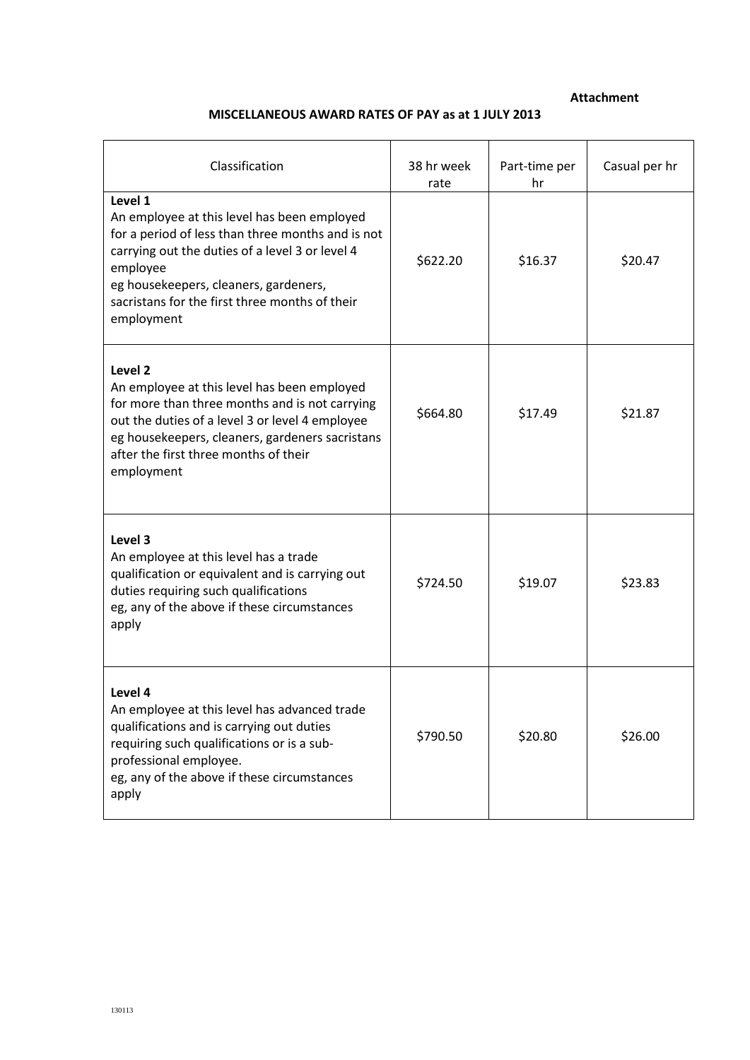**Attachment**

**MISCELLANEOUS AWARD RATES OF PAY as at 1 JULY 2013**

| Classification | 38 hr week rate | Part-time per hr | Casual per hr |
|---|---|---|---|
| **Level 1**<br>An employee at this level has been employed for a period of less than three months and is not carrying out the duties of a level 3 or level 4 employee<br>eg housekeepers, cleaners, gardeners, sacristans for the first three months of their employment | $622.20 | $16.37 | $20.47 |
| **Level 2**<br>An employee at this level has been employed for more than three months and is not carrying out the duties of a level 3 or level 4 employee<br>eg housekeepers, cleaners, gardeners sacristans after the first three months of their employment | $664.80 | $17.49 | $21.87 |
| **Level 3**<br>An employee at this level has a trade qualification or equivalent and is carrying out duties requiring such qualifications<br>eg, any of the above if these circumstances apply | $724.50 | $19.07 | $23.83 |
| **Level 4**<br>An employee at this level has advanced trade qualifications and is carrying out duties requiring such qualifications or is a sub-professional employee.<br>eg, any of the above if these circumstances apply | $790.50 | $20.80 | $26.00 |

130113